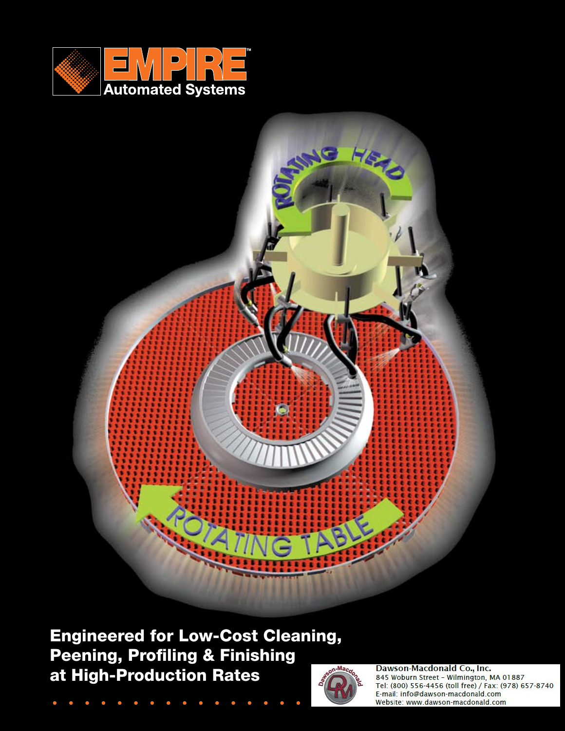# EMPIRE™ Automated Systems

ROTATING HEAD

ROTATING TABLE

## Engineered for Low-Cost Cleaning, Peening, Profiling & Finishing at High-Production Rates

**Dawson-Macdonald Co., Inc.**
845 Woburn Street - Wilmington, MA 01887
Tel: (800) 556-4456 (toll free) / Fax: (978) 657-8740
E-mail: info@dawson-macdonald.com
Website: www.dawson-macdonald.com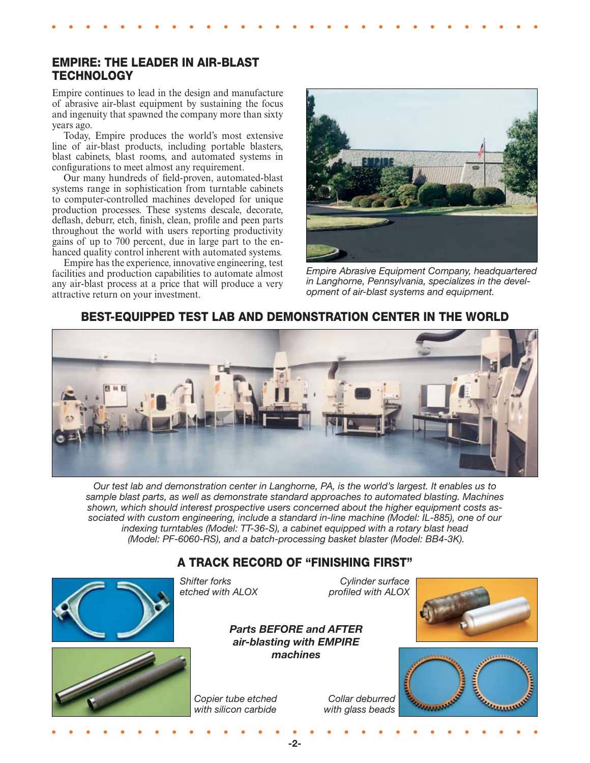## EMPIRE: THE LEADER IN AIR-BLAST TECHNOLOGY

Empire continues to lead in the design and manufacture of abrasive air-blast equipment by sustaining the focus and ingenuity that spawned the company more than sixty years ago.

Today, Empire produces the world's most extensive line of air-blast products, including portable blasters, blast cabinets, blast rooms, and automated systems in configurations to meet almost any requirement.

Our many hundreds of field-proven, automated-blast systems range in sophistication from turntable cabinets to computer-controlled machines developed for unique production processes. These systems descale, decorate, deflash, deburr, etch, finish, clean, profile and peen parts throughout the world with users reporting productivity gains of up to 700 percent, due in large part to the enhanced quality control inherent with automated systems.

Empire has the experience, innovative engineering, test facilities and production capabilities to automate almost any air-blast process at a price that will produce a very attractive return on your investment.

*Empire Abrasive Equipment Company, headquartered in Langhorne, Pennsylvania, specializes in the development of air-blast systems and equipment.*

## BEST-EQUIPPED TEST LAB AND DEMONSTRATION CENTER IN THE WORLD

*Our test lab and demonstration center in Langhorne, PA, is the world's largest. It enables us to sample blast parts, as well as demonstrate standard approaches to automated blasting. Machines shown, which should interest prospective users concerned about the higher equipment costs associated with custom engineering, include a standard in-line machine (Model: IL-885), one of our indexing turntables (Model: TT-36-S), a cabinet equipped with a rotary blast head (Model: PF-6060-RS), and a batch-processing basket blaster (Model: BB4-3K).*

## A TRACK RECORD OF "FINISHING FIRST"

***Parts BEFORE and AFTER air-blasting with EMPIRE machines***

*Shifter forks etched with ALOX*

*Cylinder surface profiled with ALOX*

*Copier tube etched with silicon carbide*

*Collar deburred with glass beads*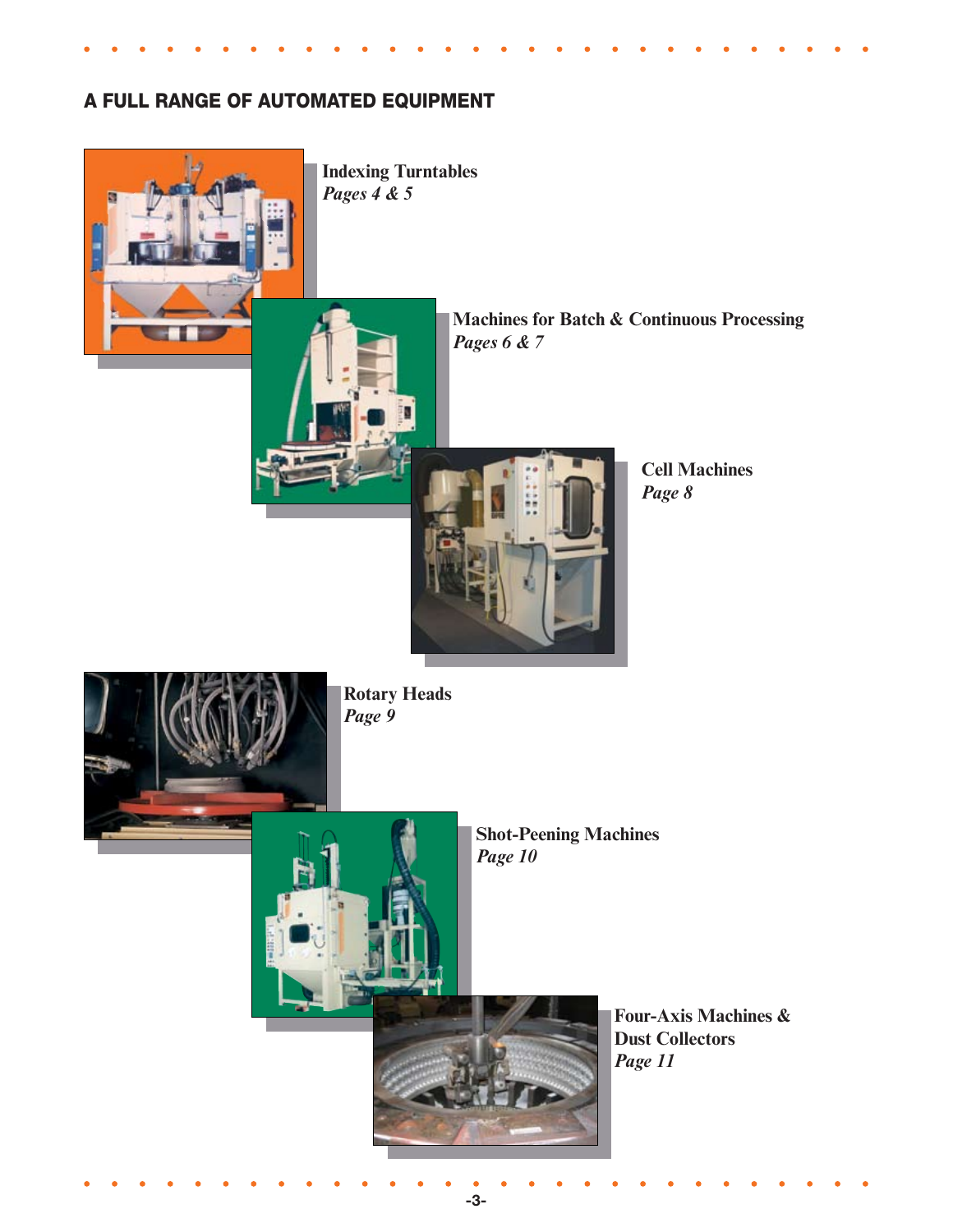## A FULL RANGE OF AUTOMATED EQUIPMENT

**Indexing Turntables**
***Pages 4 & 5***

**Machines for Batch & Continuous Processing**
***Pages 6 & 7***

**Cell Machines**
***Page 8***

**Rotary Heads**
***Page 9***

**Shot-Peening Machines**
***Page 10***

**Four-Axis Machines & Dust Collectors**
***Page 11***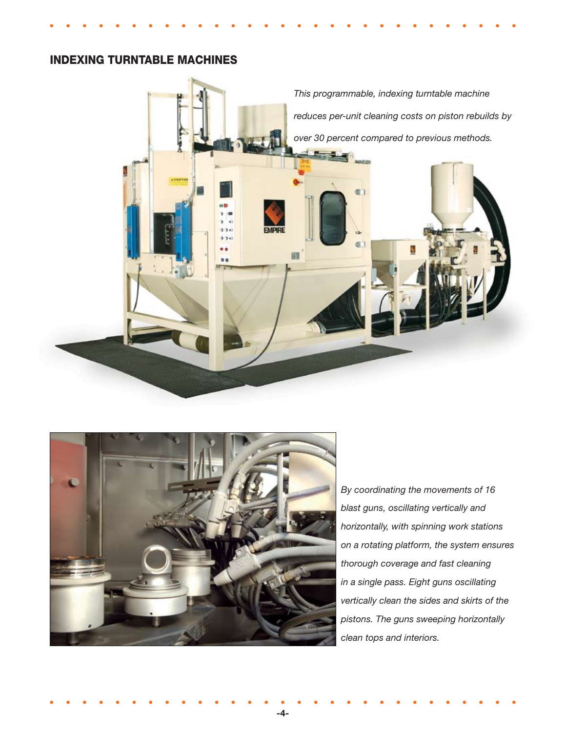## INDEXING TURNTABLE MACHINES

*This programmable, indexing turntable machine reduces per-unit cleaning costs on piston rebuilds by over 30 percent compared to previous methods.*

*By coordinating the movements of 16 blast guns, oscillating vertically and horizontally, with spinning work stations on a rotating platform, the system ensures thorough coverage and fast cleaning in a single pass. Eight guns oscillating vertically clean the sides and skirts of the pistons. The guns sweeping horizontally clean tops and interiors.*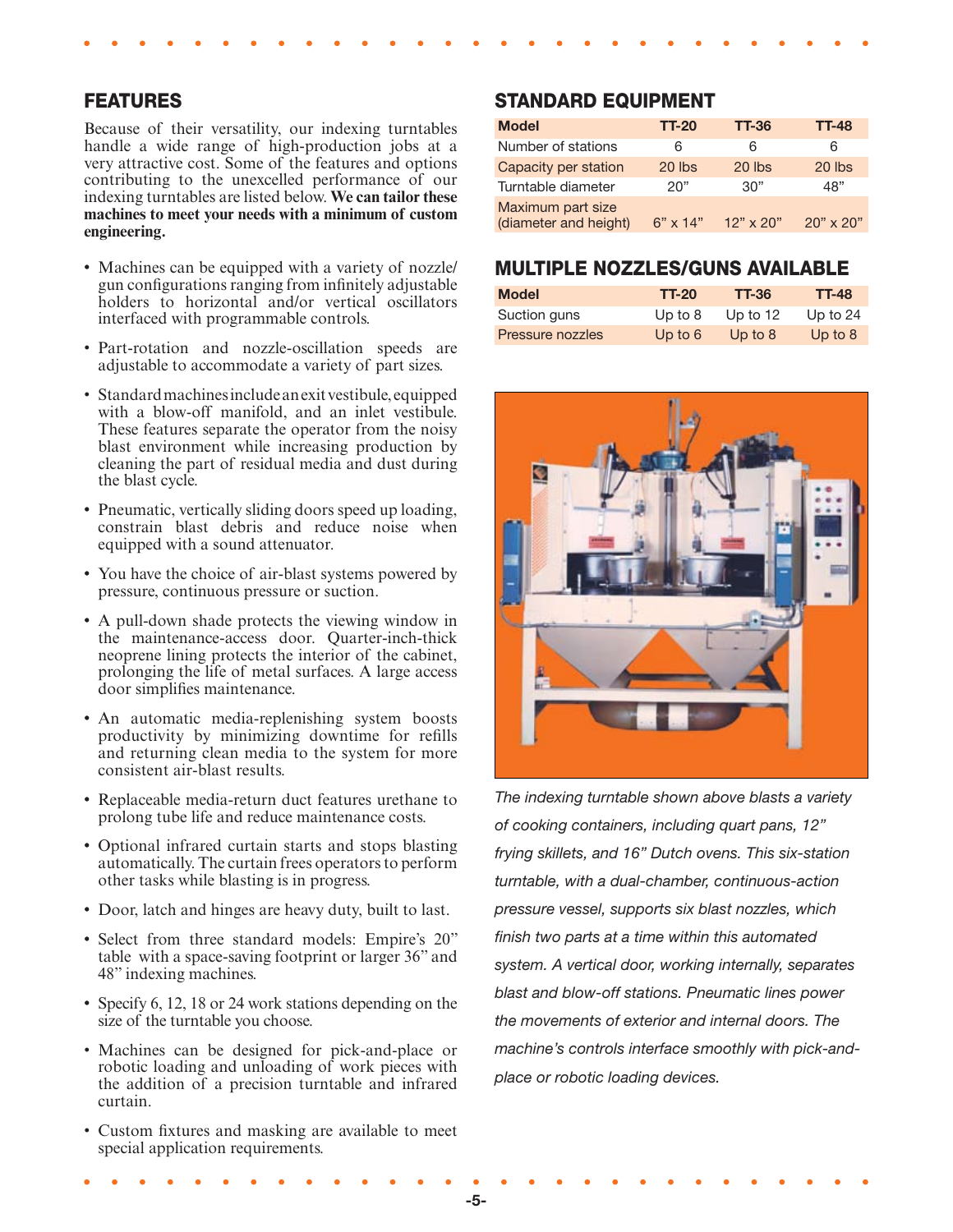## FEATURES

Because of their versatility, our indexing turntables handle a wide range of high-production jobs at a very attractive cost. Some of the features and options contributing to the unexcelled performance of our indexing turntables are listed below. **We can tailor these machines to meet your needs with a minimum of custom engineering.**

- Machines can be equipped with a variety of nozzle/gun configurations ranging from infinitely adjustable holders to horizontal and/or vertical oscillators interfaced with programmable controls.
- Part-rotation and nozzle-oscillation speeds are adjustable to accommodate a variety of part sizes.
- Standard machines include an exit vestibule, equipped with a blow-off manifold, and an inlet vestibule. These features separate the operator from the noisy blast environment while increasing production by cleaning the part of residual media and dust during the blast cycle.
- Pneumatic, vertically sliding doors speed up loading, constrain blast debris and reduce noise when equipped with a sound attenuator.
- You have the choice of air-blast systems powered by pressure, continuous pressure or suction.
- A pull-down shade protects the viewing window in the maintenance-access door. Quarter-inch-thick neoprene lining protects the interior of the cabinet, prolonging the life of metal surfaces. A large access door simplifies maintenance.
- An automatic media-replenishing system boosts productivity by minimizing downtime for refills and returning clean media to the system for more consistent air-blast results.
- Replaceable media-return duct features urethane to prolong tube life and reduce maintenance costs.
- Optional infrared curtain starts and stops blasting automatically. The curtain frees operators to perform other tasks while blasting is in progress.
- Door, latch and hinges are heavy duty, built to last.
- Select from three standard models: Empire's 20" table with a space-saving footprint or larger 36" and 48" indexing machines.
- Specify 6, 12, 18 or 24 work stations depending on the size of the turntable you choose.
- Machines can be designed for pick-and-place or robotic loading and unloading of work pieces with the addition of a precision turntable and infrared curtain.
- Custom fixtures and masking are available to meet special application requirements.

## STANDARD EQUIPMENT

| Model | TT-20 | TT-36 | TT-48 |
|---|---|---|---|
| Number of stations | 6 | 6 | 6 |
| Capacity per station | 20 lbs | 20 lbs | 20 lbs |
| Turntable diameter | 20" | 30" | 48" |
| Maximum part size (diameter and height) | 6" x 14" | 12" x 20" | 20" x 20" |

## MULTIPLE NOZZLES/GUNS AVAILABLE

| Model | TT-20 | TT-36 | TT-48 |
|---|---|---|---|
| Suction guns | Up to 8 | Up to 12 | Up to 24 |
| Pressure nozzles | Up to 6 | Up to 8 | Up to 8 |

*The indexing turntable shown above blasts a variety of cooking containers, including quart pans, 12" frying skillets, and 16" Dutch ovens. This six-station turntable, with a dual-chamber, continuous-action pressure vessel, supports six blast nozzles, which finish two parts at a time within this automated system. A vertical door, working internally, separates blast and blow-off stations. Pneumatic lines power the movements of exterior and internal doors. The machine's controls interface smoothly with pick-and-place or robotic loading devices.*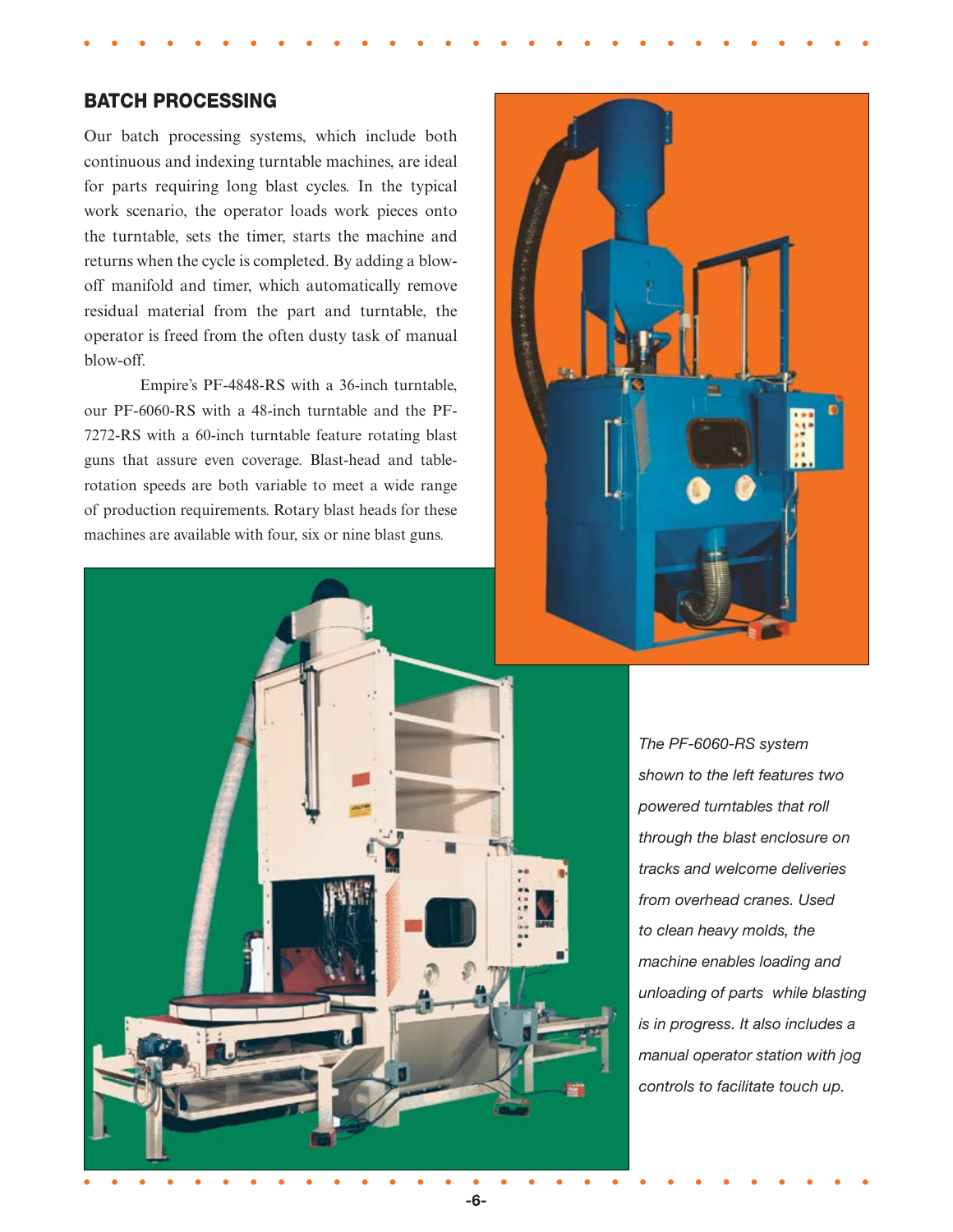## BATCH PROCESSING

Our batch processing systems, which include both continuous and indexing turntable machines, are ideal for parts requiring long blast cycles. In the typical work scenario, the operator loads work pieces onto the turntable, sets the timer, starts the machine and returns when the cycle is completed. By adding a blow-off manifold and timer, which automatically remove residual material from the part and turntable, the operator is freed from the often dusty task of manual blow-off.

Empire's PF-4848-RS with a 36-inch turntable, our PF-6060-RS with a 48-inch turntable and the PF-7272-RS with a 60-inch turntable feature rotating blast guns that assure even coverage. Blast-head and table-rotation speeds are both variable to meet a wide range of production requirements. Rotary blast heads for these machines are available with four, six or nine blast guns.

*The PF-6060-RS system shown to the left features two powered turntables that roll through the blast enclosure on tracks and welcome deliveries from overhead cranes. Used to clean heavy molds, the machine enables loading and unloading of parts while blasting is in progress. It also includes a manual operator station with jog controls to facilitate touch up.*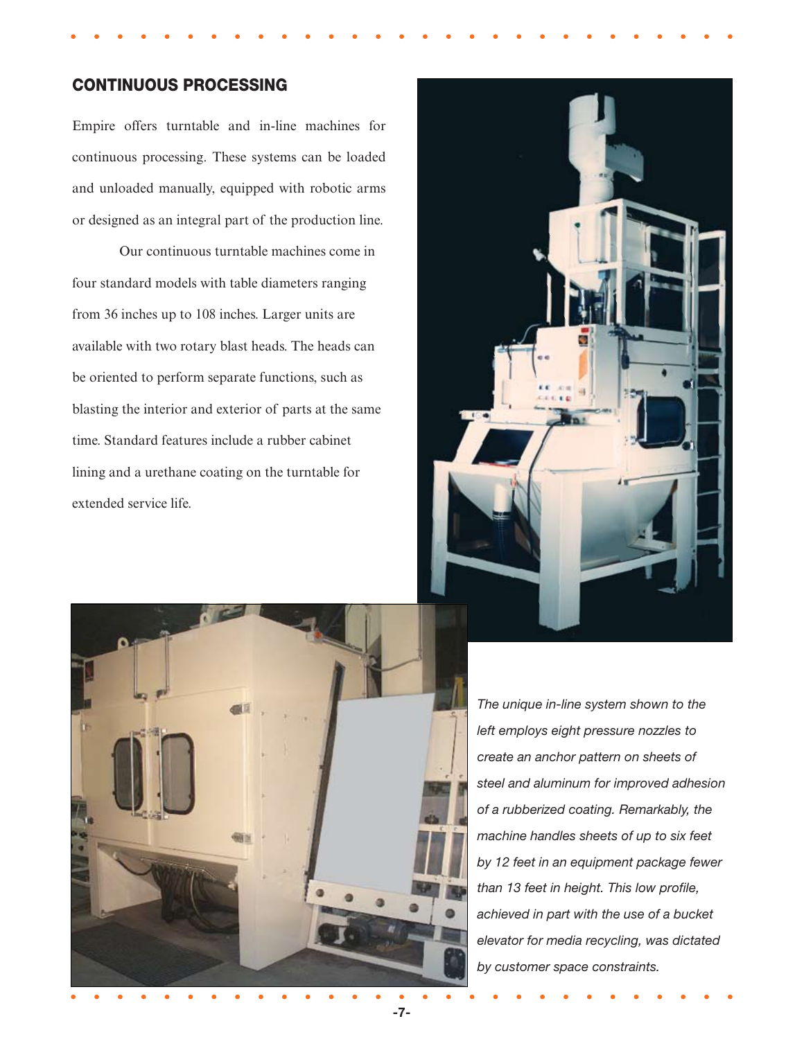## CONTINUOUS PROCESSING

Empire offers turntable and in-line machines for continuous processing. These systems can be loaded and unloaded manually, equipped with robotic arms or designed as an integral part of the production line.

Our continuous turntable machines come in four standard models with table diameters ranging from 36 inches up to 108 inches. Larger units are available with two rotary blast heads. The heads can be oriented to perform separate functions, such as blasting the interior and exterior of parts at the same time. Standard features include a rubber cabinet lining and a urethane coating on the turntable for extended service life.

*The unique in-line system shown to the left employs eight pressure nozzles to create an anchor pattern on sheets of steel and aluminum for improved adhesion of a rubberized coating. Remarkably, the machine handles sheets of up to six feet by 12 feet in an equipment package fewer than 13 feet in height. This low profile, achieved in part with the use of a bucket elevator for media recycling, was dictated by customer space constraints.*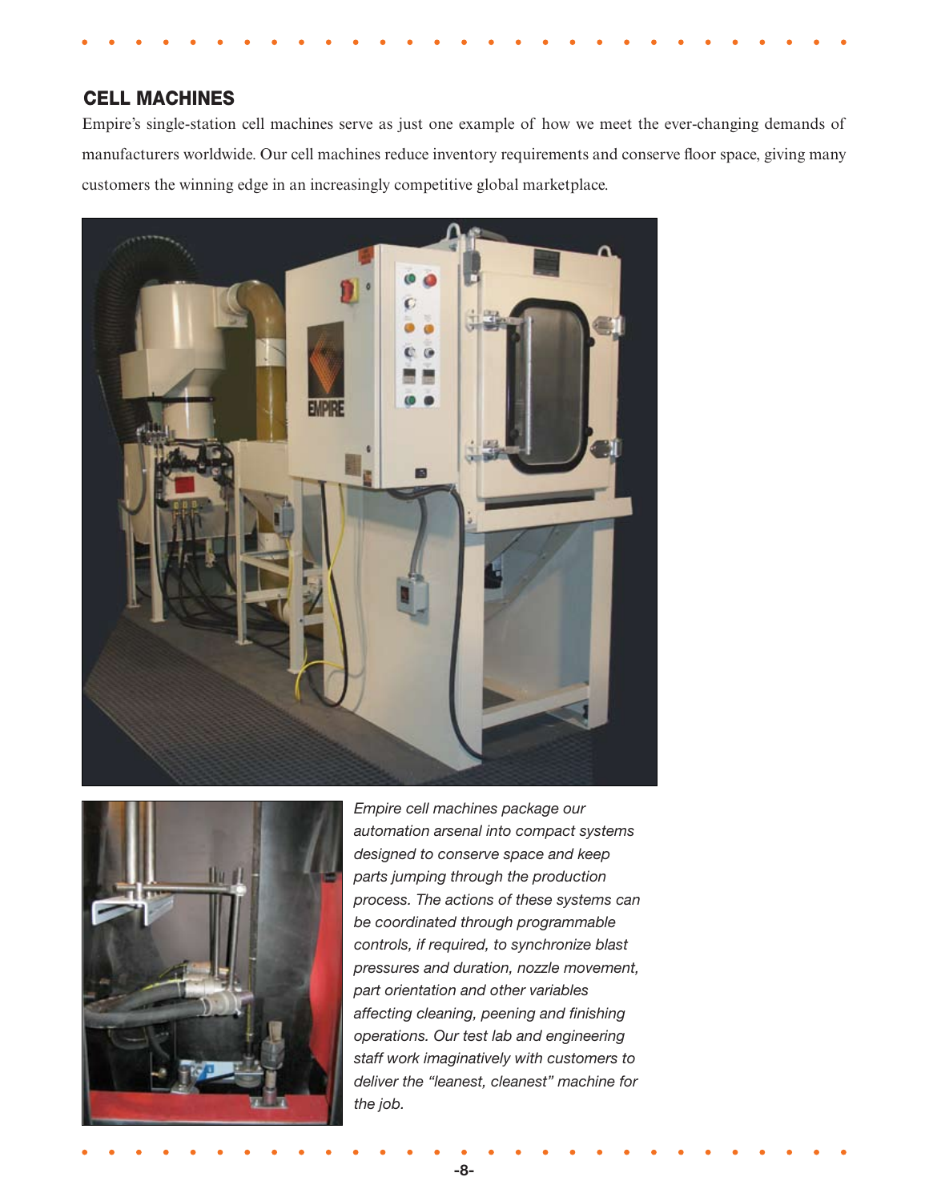## CELL MACHINES

Empire's single-station cell machines serve as just one example of how we meet the ever-changing demands of manufacturers worldwide. Our cell machines reduce inventory requirements and conserve floor space, giving many customers the winning edge in an increasingly competitive global marketplace.

*Empire cell machines package our automation arsenal into compact systems designed to conserve space and keep parts jumping through the production process. The actions of these systems can be coordinated through programmable controls, if required, to synchronize blast pressures and duration, nozzle movement, part orientation and other variables affecting cleaning, peening and finishing operations. Our test lab and engineering staff work imaginatively with customers to deliver the "leanest, cleanest" machine for the job.*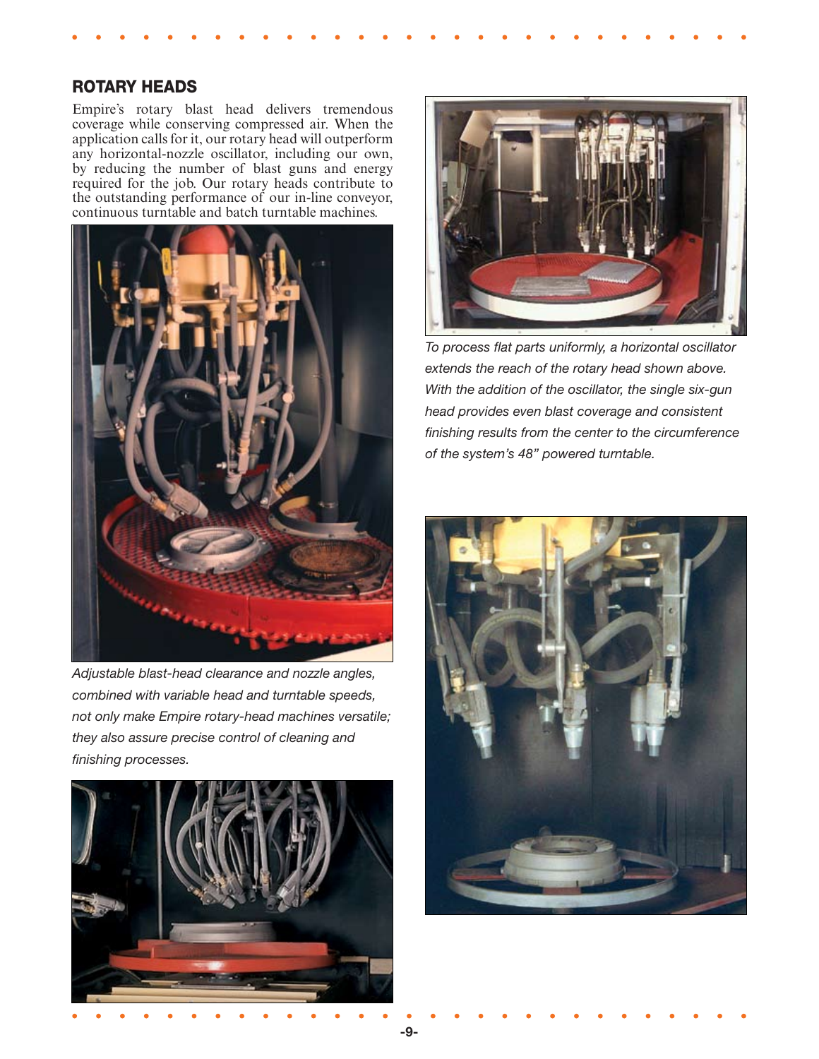## ROTARY HEADS

Empire's rotary blast head delivers tremendous coverage while conserving compressed air. When the application calls for it, our rotary head will outperform any horizontal-nozzle oscillator, including our own, by reducing the number of blast guns and energy required for the job. Our rotary heads contribute to the outstanding performance of our in-line conveyor, continuous turntable and batch turntable machines.

*Adjustable blast-head clearance and nozzle angles, combined with variable head and turntable speeds, not only make Empire rotary-head machines versatile; they also assure precise control of cleaning and finishing processes.*

*To process flat parts uniformly, a horizontal oscillator extends the reach of the rotary head shown above. With the addition of the oscillator, the single six-gun head provides even blast coverage and consistent finishing results from the center to the circumference of the system's 48" powered turntable.*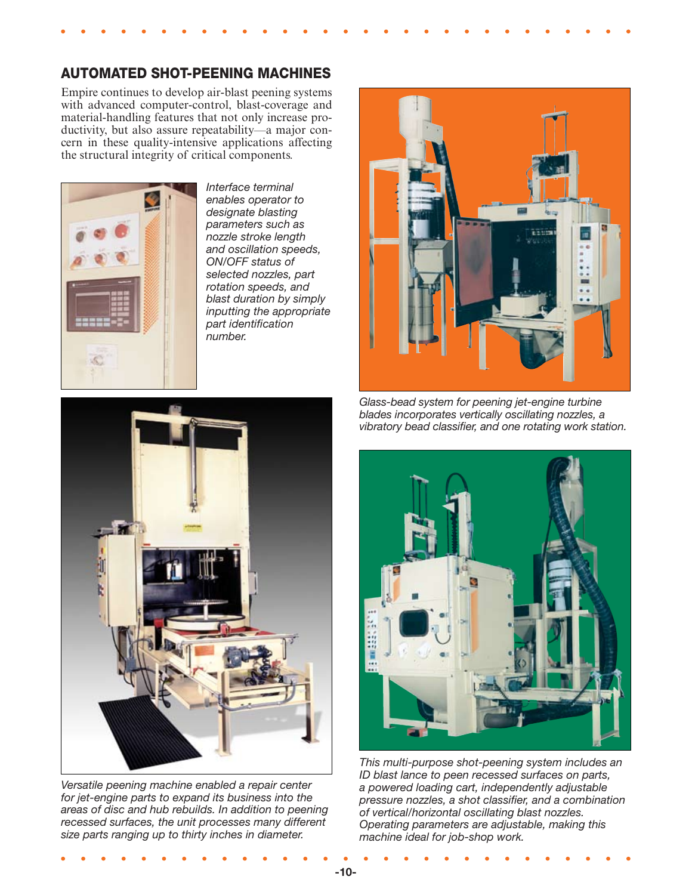## AUTOMATED SHOT-PEENING MACHINES

Empire continues to develop air-blast peening systems with advanced computer-control, blast-coverage and material-handling features that not only increase productivity, but also assure repeatability—a major concern in these quality-intensive applications affecting the structural integrity of critical components.

*Interface terminal enables operator to designate blasting parameters such as nozzle stroke length and oscillation speeds, ON/OFF status of selected nozzles, part rotation speeds, and blast duration by simply inputting the appropriate part identification number.*

*Glass-bead system for peening jet-engine turbine blades incorporates vertically oscillating nozzles, a vibratory bead classifier, and one rotating work station.*

*Versatile peening machine enabled a repair center for jet-engine parts to expand its business into the areas of disc and hub rebuilds. In addition to peening recessed surfaces, the unit processes many different size parts ranging up to thirty inches in diameter.*

*This multi-purpose shot-peening system includes an ID blast lance to peen recessed surfaces on parts, a powered loading cart, independently adjustable pressure nozzles, a shot classifier, and a combination of vertical/horizontal oscillating blast nozzles. Operating parameters are adjustable, making this machine ideal for job-shop work.*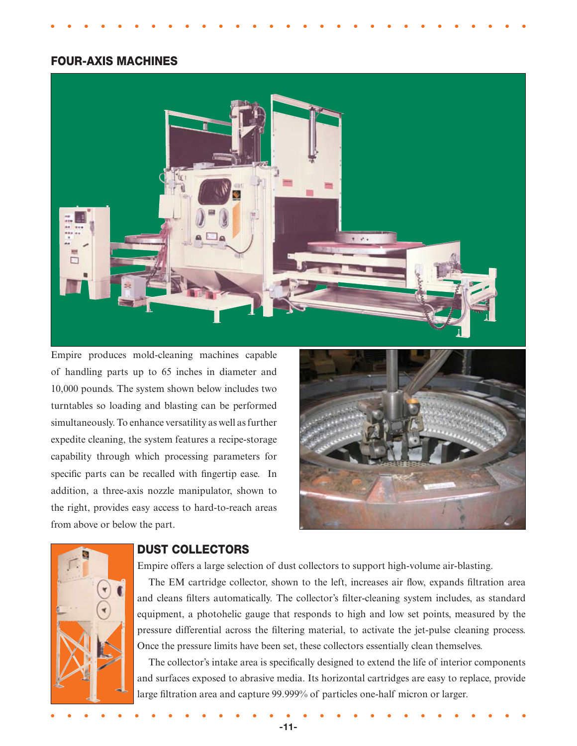## FOUR-AXIS MACHINES

Empire produces mold-cleaning machines capable of handling parts up to 65 inches in diameter and 10,000 pounds. The system shown below includes two turntables so loading and blasting can be performed simultaneously. To enhance versatility as well as further expedite cleaning, the system features a recipe-storage capability through which processing parameters for specific parts can be recalled with fingertip ease. In addition, a three-axis nozzle manipulator, shown to the right, provides easy access to hard-to-reach areas from above or below the part.

## DUST COLLECTORS

Empire offers a large selection of dust collectors to support high-volume air-blasting.

The EM cartridge collector, shown to the left, increases air flow, expands filtration area and cleans filters automatically. The collector's filter-cleaning system includes, as standard equipment, a photohelic gauge that responds to high and low set points, measured by the pressure differential across the filtering material, to activate the jet-pulse cleaning process. Once the pressure limits have been set, these collectors essentially clean themselves.

The collector's intake area is specifically designed to extend the life of interior components and surfaces exposed to abrasive media. Its horizontal cartridges are easy to replace, provide large filtration area and capture 99.999% of particles one-half micron or larger.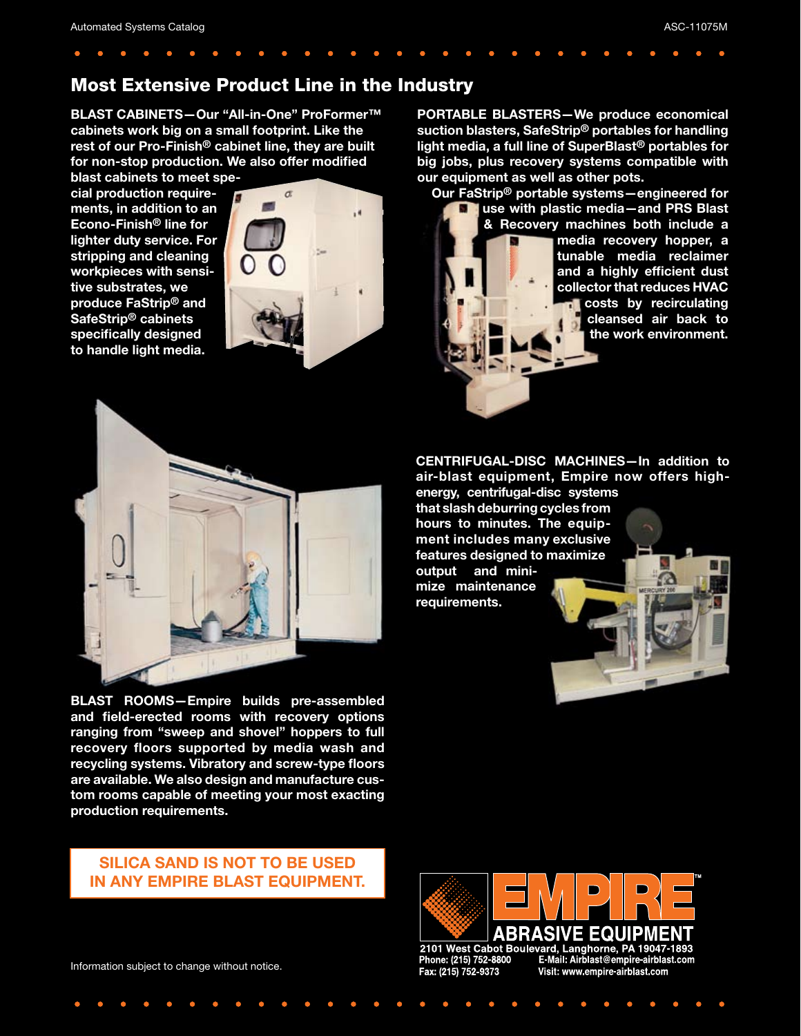## Most Extensive Product Line in the Industry

**BLAST CABINETS—Our "All-in-One" ProFormer™ cabinets work big on a small footprint. Like the rest of our Pro-Finish® cabinet line, they are built for non-stop production. We also offer modified blast cabinets to meet special production requirements, in addition to an Econo-Finish® line for lighter duty service. For stripping and cleaning workpieces with sensitive substrates, we produce FaStrip® and SafeStrip® cabinets specifically designed to handle light media.**

**PORTABLE BLASTERS—We produce economical suction blasters, SafeStrip® portables for handling light media, a full line of SuperBlast® portables for big jobs, plus recovery systems compatible with our equipment as well as other pots.**

**Our FaStrip® portable systems—engineered for use with plastic media—and PRS Blast & Recovery machines both include a media recovery hopper, a tunable media reclaimer and a highly efficient dust collector that reduces HVAC costs by recirculating cleansed air back to the work environment.**

**CENTRIFUGAL-DISC MACHINES—In addition to air-blast equipment, Empire now offers high-energy, centrifugal-disc systems that slash deburring cycles from hours to minutes. The equipment includes many exclusive features designed to maximize output and minimize maintenance requirements.**

**BLAST ROOMS—Empire builds pre-assembled and field-erected rooms with recovery options ranging from "sweep and shovel" hoppers to full recovery floors supported by media wash and recycling systems. Vibratory and screw-type floors are available. We also design and manufacture custom rooms capable of meeting your most exacting production requirements.**

**SILICA SAND IS NOT TO BE USED IN ANY EMPIRE BLAST EQUIPMENT.**

Information subject to change without notice.

EMPIRE™ ABRASIVE EQUIPMENT

2101 West Cabot Boulevard, Langhorne, PA 19047-1893
Phone: (215) 752-8800  E-Mail: Airblast@empire-airblast.com
Fax: (215) 752-9373  Visit: www.empire-airblast.com